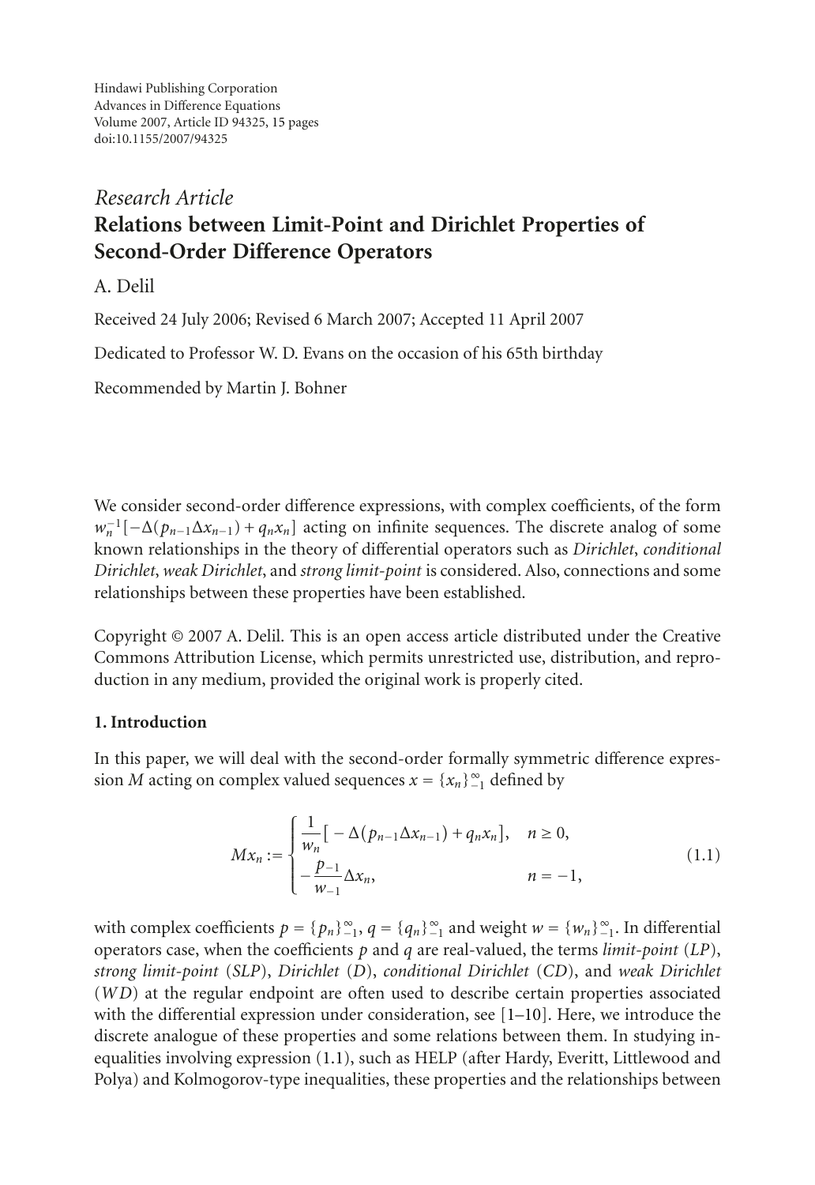Hindawi Publishing Corporation
Advances in Difference Equations
Volume 2007, Article ID 94325, 15 pages
doi:10.1155/2007/94325

*Research Article*

# Relations between Limit-Point and Dirichlet Properties of Second-Order Difference Operators

A. Delil

Received 24 July 2006; Revised 6 March 2007; Accepted 11 April 2007

Dedicated to Professor W. D. Evans on the occasion of his 65th birthday

Recommended by Martin J. Bohner

We consider second-order difference expressions, with complex coefficients, of the form $w_n^{-1}[-\Delta(p_{n-1}\Delta x_{n-1}) + q_n x_n]$ acting on infinite sequences. The discrete analog of some known relationships in the theory of differential operators such as *Dirichlet*, *conditional Dirichlet*, *weak Dirichlet*, and *strong limit-point* is considered. Also, connections and some relationships between these properties have been established.

Copyright © 2007 A. Delil. This is an open access article distributed under the Creative Commons Attribution License, which permits unrestricted use, distribution, and reproduction in any medium, provided the original work is properly cited.

## 1. Introduction

In this paper, we will deal with the second-order formally symmetric difference expression $M$ acting on complex valued sequences $x = \{x_n\}_{-1}^{\infty}$ defined by

$$Mx_n := \begin{cases} \dfrac{1}{w_n}\left[-\Delta\left(p_{n-1}\Delta x_{n-1}\right) + q_n x_n\right], & n \geq 0, \\ -\dfrac{p_{-1}}{w_{-1}}\Delta x_n, & n = -1, \end{cases} \tag{1.1}$$

with complex coefficients $p = \{p_n\}_{-1}^{\infty}$, $q = \{q_n\}_{-1}^{\infty}$ and weight $w = \{w_n\}_{-1}^{\infty}$. In differential operators case, when the coefficients $p$ and $q$ are real-valued, the terms *limit-point* (*LP*), *strong limit-point* (*SLP*), *Dirichlet* (*D*), *conditional Dirichlet* (*CD*), and *weak Dirichlet* (*WD*) at the regular endpoint are often used to describe certain properties associated with the differential expression under consideration, see [1–10]. Here, we introduce the discrete analogue of these properties and some relations between them. In studying inequalities involving expression (1.1), such as HELP (after Hardy, Everitt, Littlewood and Polya) and Kolmogorov-type inequalities, these properties and the relationships between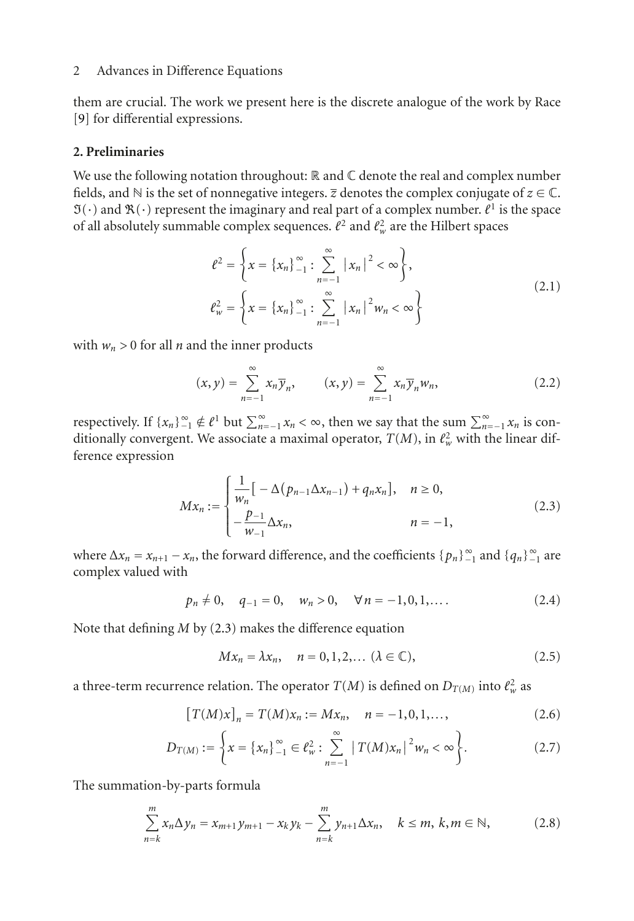them are crucial. The work we present here is the discrete analogue of the work by Race [9] for differential expressions.

## 2. Preliminaries

We use the following notation throughout: $\mathbb{R}$ and $\mathbb{C}$ denote the real and complex number fields, and $\mathbb{N}$ is the set of nonnegative integers. $\bar{z}$ denotes the complex conjugate of $z \in \mathbb{C}$. $\Im(\cdot)$ and $\Re(\cdot)$ represent the imaginary and real part of a complex number. $\ell^1$ is the space of all absolutely summable complex sequences. $\ell^2$ and $\ell^2_w$ are the Hilbert spaces

$$\ell^2 = \left\{ x = \{x_n\}_{-1}^{\infty} : \sum_{n=-1}^{\infty} |x_n|^2 < \infty \right\},$$
$$\ell^2_w = \left\{ x = \{x_n\}_{-1}^{\infty} : \sum_{n=-1}^{\infty} |x_n|^2 w_n < \infty \right\} \tag{2.1}$$

with $w_n > 0$ for all $n$ and the inner products

$$(x, y) = \sum_{n=-1}^{\infty} x_n \overline{y}_n, \qquad (x, y) = \sum_{n=-1}^{\infty} x_n \overline{y}_n w_n, \tag{2.2}$$

respectively. If $\{x_n\}_{-1}^{\infty} \notin \ell^1$ but $\sum_{n=-1}^{\infty} x_n < \infty$, then we say that the sum $\sum_{n=-1}^{\infty} x_n$ is conditionally convergent. We associate a maximal operator, $T(M)$, in $\ell^2_w$ with the linear difference expression

$$Mx_n := \begin{cases} \dfrac{1}{w_n}\left[ -\Delta(p_{n-1}\Delta x_{n-1}) + q_n x_n \right], & n \geq 0, \\ -\dfrac{p_{-1}}{w_{-1}} \Delta x_n, & n = -1, \end{cases} \tag{2.3}$$

where $\Delta x_n = x_{n+1} - x_n$, the forward difference, and the coefficients $\{p_n\}_{-1}^{\infty}$ and $\{q_n\}_{-1}^{\infty}$ are complex valued with

$$p_n \neq 0, \quad q_{-1} = 0, \quad w_n > 0, \quad \forall n = -1, 0, 1, \ldots. \tag{2.4}$$

Note that defining $M$ by (2.3) makes the difference equation

$$Mx_n = \lambda x_n, \quad n = 0, 1, 2, \ldots \ (\lambda \in \mathbb{C}), \tag{2.5}$$

a three-term recurrence relation. The operator $T(M)$ is defined on $D_{T(M)}$ into $\ell^2_w$ as

$$[T(M)x]_n = T(M)x_n := Mx_n, \quad n = -1, 0, 1, \ldots, \tag{2.6}$$

$$D_{T(M)} := \left\{ x = \{x_n\}_{-1}^{\infty} \in \ell^2_w : \sum_{n=-1}^{\infty} |T(M)x_n|^2 w_n < \infty \right\}. \tag{2.7}$$

The summation-by-parts formula

$$\sum_{n=k}^{m} x_n \Delta y_n = x_{m+1} y_{m+1} - x_k y_k - \sum_{n=k}^{m} y_{n+1} \Delta x_n, \quad k \leq m, \ k, m \in \mathbb{N}, \tag{2.8}$$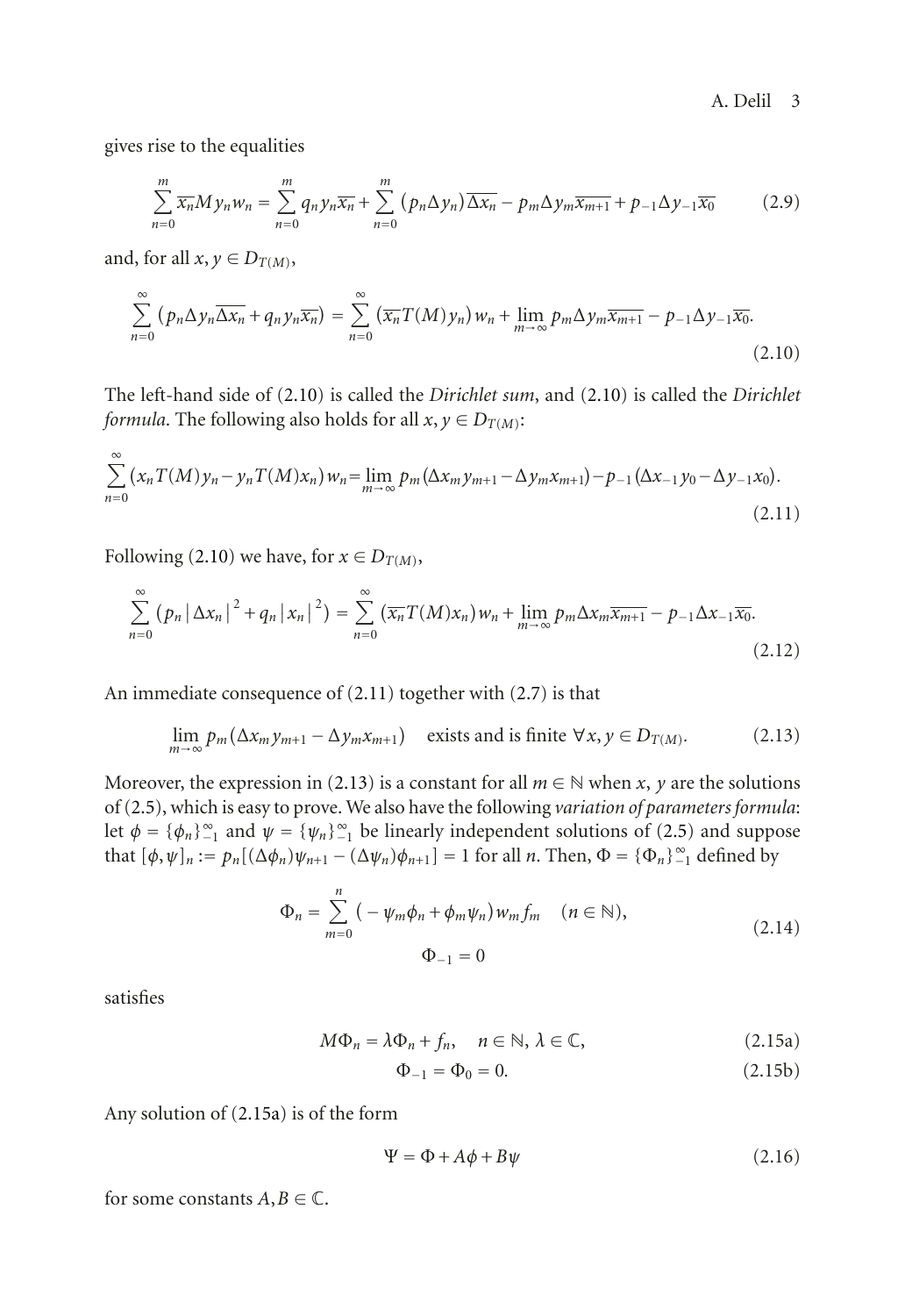gives rise to the equalities

$$\sum_{n=0}^{m} \overline{x_n} M y_n w_n = \sum_{n=0}^{m} q_n y_n \overline{x_n} + \sum_{n=0}^{m} (p_n \Delta y_n) \overline{\Delta x_n} - p_m \Delta y_m \overline{x_{m+1}} + p_{-1} \Delta y_{-1} \overline{x_0} \tag{2.9}$$

and, for all $x, y \in D_{T(M)}$,

$$\sum_{n=0}^{\infty} \left( p_n \Delta y_n \overline{\Delta x_n} + q_n y_n \overline{x_n} \right) = \sum_{n=0}^{\infty} \left( \overline{x_n} T(M) y_n \right) w_n + \lim_{m \to \infty} p_m \Delta y_m \overline{x_{m+1}} - p_{-1} \Delta y_{-1} \overline{x_0}. \tag{2.10}$$

The left-hand side of (2.10) is called the *Dirichlet sum*, and (2.10) is called the *Dirichlet formula*. The following also holds for all $x, y \in D_{T(M)}$:

$$\sum_{n=0}^{\infty} \left( x_n T(M) y_n - y_n T(M) x_n \right) w_n = \lim_{m \to \infty} p_m \left( \Delta x_m y_{m+1} - \Delta y_m x_{m+1} \right) - p_{-1} \left( \Delta x_{-1} y_0 - \Delta y_{-1} x_0 \right). \tag{2.11}$$

Following (2.10) we have, for $x \in D_{T(M)}$,

$$\sum_{n=0}^{\infty} \left( p_n |\Delta x_n|^2 + q_n |x_n|^2 \right) = \sum_{n=0}^{\infty} \left( \overline{x_n} T(M) x_n \right) w_n + \lim_{m \to \infty} p_m \Delta x_m \overline{x_{m+1}} - p_{-1} \Delta x_{-1} \overline{x_0}. \tag{2.12}$$

An immediate consequence of (2.11) together with (2.7) is that

$$\lim_{m \to \infty} p_m \left( \Delta x_m y_{m+1} - \Delta y_m x_{m+1} \right) \quad \text{exists and is finite } \forall x, y \in D_{T(M)}. \tag{2.13}$$

Moreover, the expression in (2.13) is a constant for all $m \in \mathbb{N}$ when $x$, $y$ are the solutions of (2.5), which is easy to prove. We also have the following *variation of parameters formula*: let $\phi = \{\phi_n\}_{-1}^{\infty}$ and $\psi = \{\psi_n\}_{-1}^{\infty}$ be linearly independent solutions of (2.5) and suppose that $[\phi, \psi]_n := p_n[(\Delta \phi_n)\psi_{n+1} - (\Delta \psi_n)\phi_{n+1}] = 1$ for all $n$. Then, $\Phi = \{\Phi_n\}_{-1}^{\infty}$ defined by

$$\begin{gathered} \Phi_n = \sum_{m=0}^{n} \left( -\psi_m \phi_n + \phi_m \psi_n \right) w_m f_m \quad (n \in \mathbb{N}), \\ \Phi_{-1} = 0 \end{gathered} \tag{2.14}$$

satisfies

$$M\Phi_n = \lambda \Phi_n + f_n, \quad n \in \mathbb{N}, \ \lambda \in \mathbb{C}, \tag{2.15a}$$

$$\Phi_{-1} = \Phi_0 = 0. \tag{2.15b}$$

Any solution of (2.15a) is of the form

$$\Psi = \Phi + A\phi + B\psi \tag{2.16}$$

for some constants $A, B \in \mathbb{C}$.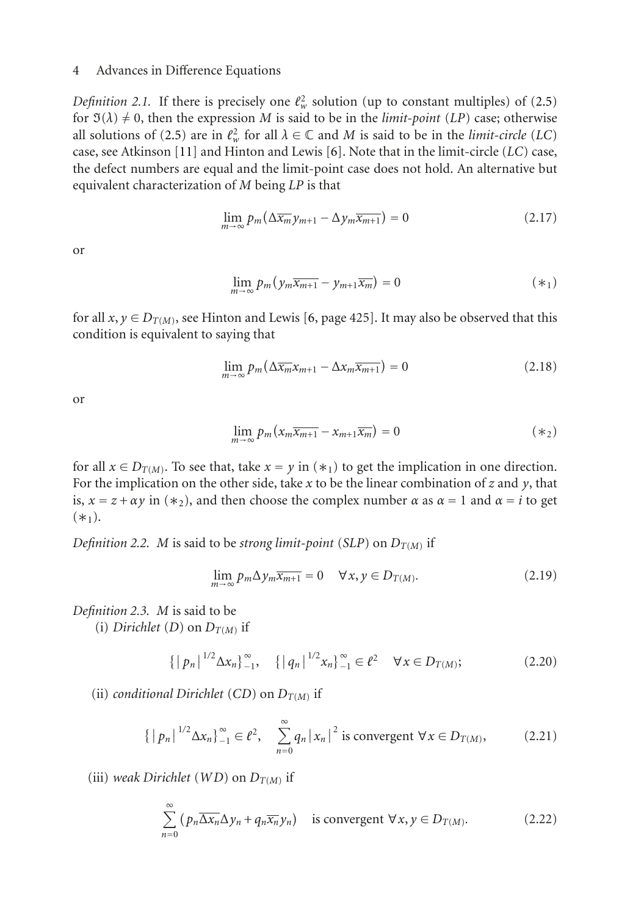*Definition 2.1.* If there is precisely one $\ell_w^2$ solution (up to constant multiples) of (2.5) for $\Im(\lambda) \neq 0$, then the expression $M$ is said to be in the *limit-point* (*LP*) case; otherwise all solutions of (2.5) are in $\ell_w^2$ for all $\lambda \in \mathbb{C}$ and $M$ is said to be in the *limit-circle* (*LC*) case, see Atkinson [11] and Hinton and Lewis [6]. Note that in the limit-circle (*LC*) case, the defect numbers are equal and the limit-point case does not hold. An alternative but equivalent characterization of $M$ being *LP* is that

$$\lim_{m\to\infty} p_m\left(\Delta\overline{x_m}\, y_{m+1} - \Delta y_m \overline{x_{m+1}}\right) = 0 \tag{2.17}$$

or

$$\lim_{m\to\infty} p_m\left(y_m\overline{x_{m+1}} - y_{m+1}\overline{x_m}\right) = 0 \tag{$*_1$}$$

for all $x, y \in D_{T(M)}$, see Hinton and Lewis [6, page 425]. It may also be observed that this condition is equivalent to saying that

$$\lim_{m\to\infty} p_m\left(\Delta\overline{x_m}\, x_{m+1} - \Delta x_m \overline{x_{m+1}}\right) = 0 \tag{2.18}$$

or

$$\lim_{m\to\infty} p_m\left(x_m\overline{x_{m+1}} - x_{m+1}\overline{x_m}\right) = 0 \tag{$*_2$}$$

for all $x \in D_{T(M)}$. To see that, take $x = y$ in ($*_1$) to get the implication in one direction. For the implication on the other side, take $x$ to be the linear combination of $z$ and $y$, that is, $x = z + \alpha y$ in ($*_2$), and then choose the complex number $\alpha$ as $\alpha = 1$ and $\alpha = i$ to get ($*_1$).

*Definition 2.2.* $M$ is said to be *strong limit-point* (*SLP*) on $D_{T(M)}$ if

$$\lim_{m\to\infty} p_m \Delta y_m \overline{x_{m+1}} = 0 \quad \forall x, y \in D_{T(M)}. \tag{2.19}$$

*Definition 2.3.* $M$ is said to be

(i) *Dirichlet* (*D*) on $D_{T(M)}$ if

$$\left\{|p_n|^{1/2}\Delta x_n\right\}_{-1}^{\infty}, \quad \left\{|q_n|^{1/2} x_n\right\}_{-1}^{\infty} \in \ell^2 \quad \forall x \in D_{T(M)}; \tag{2.20}$$

(ii) *conditional Dirichlet* (*CD*) on $D_{T(M)}$ if

$$\left\{|p_n|^{1/2}\Delta x_n\right\}_{-1}^{\infty} \in \ell^2, \quad \sum_{n=0}^{\infty} q_n |x_n|^2 \text{ is convergent } \forall x \in D_{T(M)}, \tag{2.21}$$

(iii) *weak Dirichlet* (*WD*) on $D_{T(M)}$ if

$$\sum_{n=0}^{\infty}\left(p_n \overline{\Delta x_n}\Delta y_n + q_n \overline{x_n} y_n\right) \quad \text{is convergent } \forall x, y \in D_{T(M)}. \tag{2.22}$$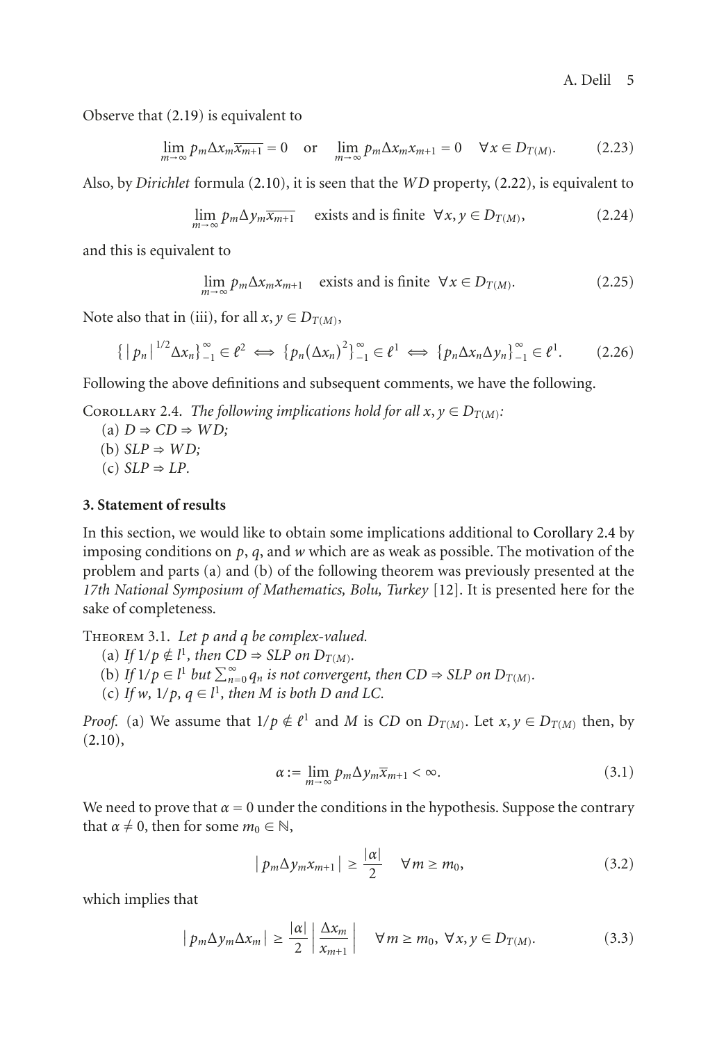Observe that (2.19) is equivalent to

$$\lim_{m\to\infty} p_m \Delta x_m \overline{x_{m+1}} = 0 \quad \text{or} \quad \lim_{m\to\infty} p_m \Delta x_m x_{m+1} = 0 \quad \forall x \in D_{T(M)}. \tag{2.23}$$

Also, by *Dirichlet* formula (2.10), it is seen that the *WD* property, (2.22), is equivalent to

$$\lim_{m\to\infty} p_m \Delta y_m \overline{x_{m+1}} \quad \text{exists and is finite} \quad \forall x, y \in D_{T(M)}, \tag{2.24}$$

and this is equivalent to

$$\lim_{m\to\infty} p_m \Delta x_m x_{m+1} \quad \text{exists and is finite} \quad \forall x \in D_{T(M)}. \tag{2.25}$$

Note also that in (iii), for all $x, y \in D_{T(M)}$,

$$\{|p_n|^{1/2} \Delta x_n\}_{-1}^{\infty} \in \ell^2 \iff \{p_n (\Delta x_n)^2\}_{-1}^{\infty} \in \ell^1 \iff \{p_n \Delta x_n \Delta y_n\}_{-1}^{\infty} \in \ell^1. \tag{2.26}$$

Following the above definitions and subsequent comments, we have the following.

Corollary 2.4. *The following implications hold for all $x, y \in D_{T(M)}$:*

(a) *$D \Rightarrow CD \Rightarrow WD$;*

(b) *$SLP \Rightarrow WD$;*

(c) *$SLP \Rightarrow LP$.*

## 3. Statement of results

In this section, we would like to obtain some implications additional to Corollary 2.4 by imposing conditions on $p$, $q$, and $w$ which are as weak as possible. The motivation of the problem and parts (a) and (b) of the following theorem was previously presented at the *17th National Symposium of Mathematics, Bolu, Turkey* [12]. It is presented here for the sake of completeness.

Theorem 3.1. *Let $p$ and $q$ be complex-valued.*

(a) *If $1/p \notin l^1$, then $CD \Rightarrow SLP$ on $D_{T(M)}$.*

(b) *If $1/p \in l^1$ but $\sum_{n=0}^{\infty} q_n$ is not convergent, then $CD \Rightarrow SLP$ on $D_{T(M)}$.*

(c) *If $w$, $1/p$, $q \in l^1$, then $M$ is both $D$ and $LC$.*

*Proof.* (a) We assume that $1/p \notin \ell^1$ and $M$ is $CD$ on $D_{T(M)}$. Let $x, y \in D_{T(M)}$ then, by (2.10),

$$\alpha := \lim_{m\to\infty} p_m \Delta y_m \overline{x}_{m+1} < \infty. \tag{3.1}$$

We need to prove that $\alpha = 0$ under the conditions in the hypothesis. Suppose the contrary that $\alpha \neq 0$, then for some $m_0 \in \mathbb{N}$,

$$|p_m \Delta y_m x_{m+1}| \geq \frac{|\alpha|}{2} \quad \forall m \geq m_0, \tag{3.2}$$

which implies that

$$|p_m \Delta y_m \Delta x_m| \geq \frac{|\alpha|}{2} \left| \frac{\Delta x_m}{x_{m+1}} \right| \quad \forall m \geq m_0, \ \forall x, y \in D_{T(M)}. \tag{3.3}$$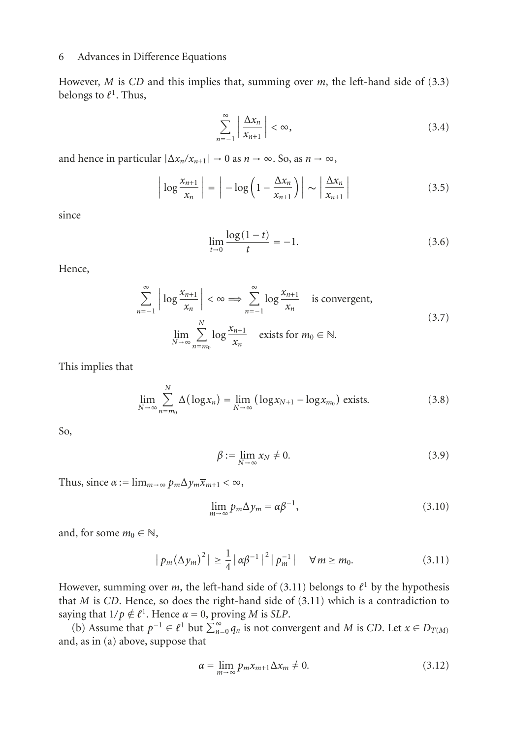However, $M$ is *CD* and this implies that, summing over $m$, the left-hand side of (3.3) belongs to $\ell^1$. Thus,

$$\sum_{n=-1}^{\infty} \left| \frac{\Delta x_n}{x_{n+1}} \right| < \infty, \tag{3.4}$$

and hence in particular $|\Delta x_n / x_{n+1}| \to 0$ as $n \to \infty$. So, as $n \to \infty$,

$$\left| \log \frac{x_{n+1}}{x_n} \right| = \left| -\log\left(1 - \frac{\Delta x_n}{x_{n+1}}\right) \right| \sim \left| \frac{\Delta x_n}{x_{n+1}} \right| \tag{3.5}$$

since

$$\lim_{t \to 0} \frac{\log(1-t)}{t} = -1. \tag{3.6}$$

Hence,

$$\sum_{n=-1}^{\infty} \left| \log \frac{x_{n+1}}{x_n} \right| < \infty \Longrightarrow \sum_{n=-1}^{\infty} \log \frac{x_{n+1}}{x_n} \quad \text{is convergent,}$$
$$\lim_{N \to \infty} \sum_{n=m_0}^{N} \log \frac{x_{n+1}}{x_n} \quad \text{exists for } m_0 \in \mathbb{N}. \tag{3.7}$$

This implies that

$$\lim_{N \to \infty} \sum_{n=m_0}^{N} \Delta(\log x_n) = \lim_{N \to \infty} (\log x_{N+1} - \log x_{m_0}) \text{ exists.} \tag{3.8}$$

So,

$$\beta := \lim_{N \to \infty} x_N \neq 0. \tag{3.9}$$

Thus, since $\alpha := \lim_{m \to \infty} p_m \Delta y_m \overline{x}_{m+1} < \infty$,

$$\lim_{m \to \infty} p_m \Delta y_m = \alpha \beta^{-1}, \tag{3.10}$$

and, for some $m_0 \in \mathbb{N}$,

$$\left| p_m (\Delta y_m)^2 \right| \geq \frac{1}{4} \left| \alpha \beta^{-1} \right|^2 \left| p_m^{-1} \right| \quad \forall m \geq m_0. \tag{3.11}$$

However, summing over $m$, the left-hand side of (3.11) belongs to $\ell^1$ by the hypothesis that $M$ is *CD*. Hence, so does the right-hand side of (3.11) which is a contradiction to saying that $1/p \notin \ell^1$. Hence $\alpha = 0$, proving $M$ is *SLP*.

(b) Assume that $p^{-1} \in \ell^1$ but $\sum_{n=0}^{\infty} q_n$ is not convergent and $M$ is *CD*. Let $x \in D_{T(M)}$ and, as in (a) above, suppose that

$$\alpha = \lim_{m \to \infty} p_m x_{m+1} \Delta x_m \neq 0. \tag{3.12}$$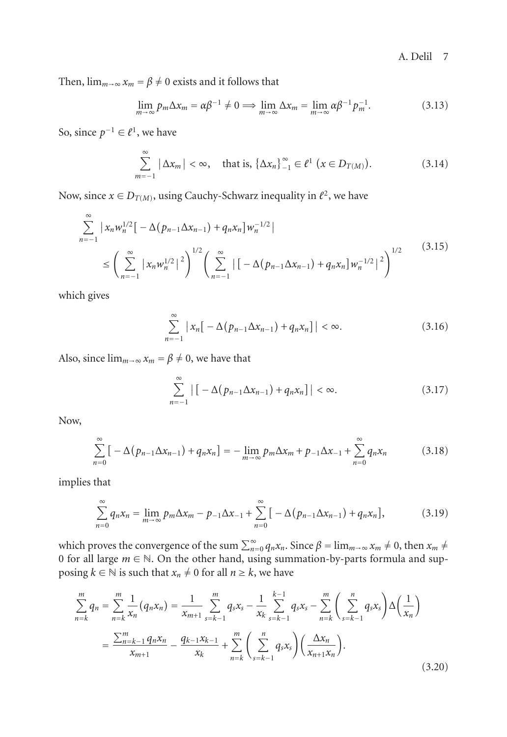Then, $\lim_{m\to\infty} x_m = \beta \neq 0$ exists and it follows that

$$\lim_{m\to\infty} p_m \Delta x_m = \alpha\beta^{-1} \neq 0 \Longrightarrow \lim_{m\to\infty} \Delta x_m = \lim_{m\to\infty} \alpha\beta^{-1} p_m^{-1}. \tag{3.13}$$

So, since $p^{-1} \in \ell^1$, we have

$$\sum_{m=-1}^{\infty} |\Delta x_m| < \infty, \quad \text{that is, } \{\Delta x_n\}_{-1}^{\infty} \in \ell^1 \ (x \in D_{T(M)}). \tag{3.14}$$

Now, since $x \in D_{T(M)}$, using Cauchy-Schwarz inequality in $\ell^2$, we have

$$\begin{aligned}
&\sum_{n=-1}^{\infty} \left| x_n w_n^{1/2} \left[ -\Delta(p_{n-1}\Delta x_{n-1}) + q_n x_n \right] w_n^{-1/2} \right| \\
&\quad \leq \left( \sum_{n=-1}^{\infty} \left| x_n w_n^{1/2} \right|^2 \right)^{1/2} \left( \sum_{n=-1}^{\infty} \left| \left[ -\Delta(p_{n-1}\Delta x_{n-1}) + q_n x_n \right] w_n^{-1/2} \right|^2 \right)^{1/2}
\end{aligned} \tag{3.15}$$

which gives

$$\sum_{n=-1}^{\infty} \left| x_n \left[ -\Delta(p_{n-1}\Delta x_{n-1}) + q_n x_n \right] \right| < \infty. \tag{3.16}$$

Also, since $\lim_{m\to\infty} x_m = \beta \neq 0$, we have that

$$\sum_{n=-1}^{\infty} \left| \left[ -\Delta(p_{n-1}\Delta x_{n-1}) + q_n x_n \right] \right| < \infty. \tag{3.17}$$

Now,

$$\sum_{n=0}^{\infty} \left[ -\Delta(p_{n-1}\Delta x_{n-1}) + q_n x_n \right] = -\lim_{m\to\infty} p_m \Delta x_m + p_{-1}\Delta x_{-1} + \sum_{n=0}^{\infty} q_n x_n \tag{3.18}$$

implies that

$$\sum_{n=0}^{\infty} q_n x_n = \lim_{m\to\infty} p_m \Delta x_m - p_{-1}\Delta x_{-1} + \sum_{n=0}^{\infty} \left[ -\Delta(p_{n-1}\Delta x_{n-1}) + q_n x_n \right], \tag{3.19}$$

which proves the convergence of the sum $\sum_{n=0}^{\infty} q_n x_n$. Since $\beta = \lim_{m\to\infty} x_m \neq 0$, then $x_m \neq 0$ for all large $m \in \mathbb{N}$. On the other hand, using summation-by-parts formula and supposing $k \in \mathbb{N}$ is such that $x_n \neq 0$ for all $n \geq k$, we have

$$\begin{aligned}
\sum_{n=k}^{m} q_n &= \sum_{n=k}^{m} \frac{1}{x_n}(q_n x_n) = \frac{1}{x_{m+1}} \sum_{s=k-1}^{m} q_s x_s - \frac{1}{x_k} \sum_{s=k-1}^{k-1} q_s x_s - \sum_{n=k}^{m} \left( \sum_{s=k-1}^{n} q_s x_s \right) \Delta\left( \frac{1}{x_n} \right) \\
&= \frac{\sum_{n=k-1}^{m} q_n x_n}{x_{m+1}} - \frac{q_{k-1} x_{k-1}}{x_k} + \sum_{n=k}^{m} \left( \sum_{s=k-1}^{n} q_s x_s \right) \left( \frac{\Delta x_n}{x_{n+1} x_n} \right).
\end{aligned} \tag{3.20}$$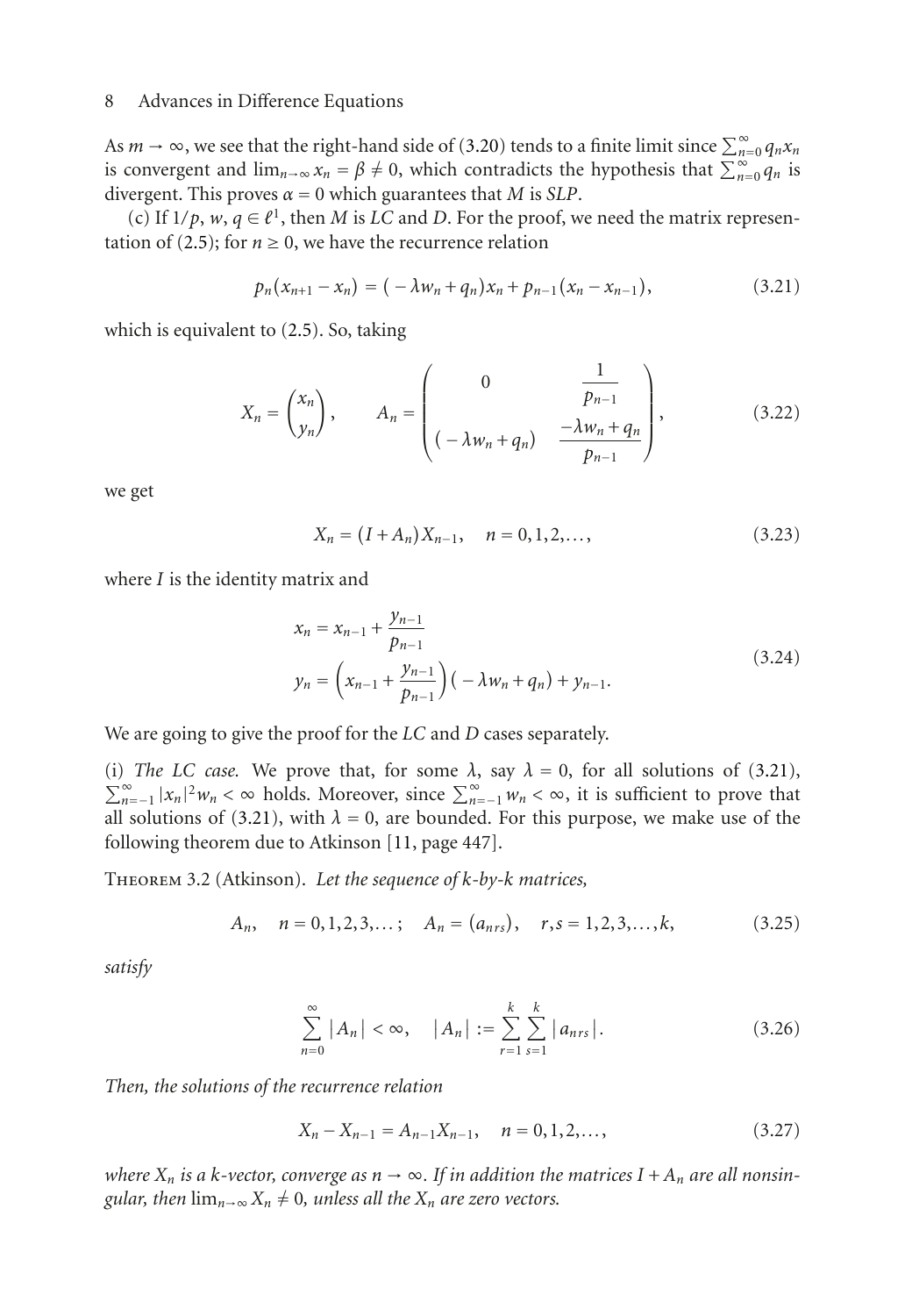As $m \to \infty$, we see that the right-hand side of (3.20) tends to a finite limit since $\sum_{n=0}^{\infty} q_n x_n$ is convergent and $\lim_{n\to\infty} x_n = \beta \neq 0$, which contradicts the hypothesis that $\sum_{n=0}^{\infty} q_n$ is divergent. This proves $\alpha = 0$ which guarantees that $M$ is *SLP*.

(c) If $1/p$, $w$, $q \in \ell^1$, then $M$ is *LC* and *D*. For the proof, we need the matrix representation of (2.5); for $n \geq 0$, we have the recurrence relation

$$p_n(x_{n+1} - x_n) = (-\lambda w_n + q_n)x_n + p_{n-1}(x_n - x_{n-1}), \tag{3.21}$$

which is equivalent to (2.5). So, taking

$$X_n = \begin{pmatrix} x_n \\ y_n \end{pmatrix}, \qquad A_n = \begin{pmatrix} 0 & \dfrac{1}{p_{n-1}} \\ (-\lambda w_n + q_n) & \dfrac{-\lambda w_n + q_n}{p_{n-1}} \end{pmatrix}, \tag{3.22}$$

we get

$$X_n = (I + A_n)X_{n-1}, \quad n = 0, 1, 2, \ldots, \tag{3.23}$$

where $I$ is the identity matrix and

$$\begin{aligned} x_n &= x_{n-1} + \frac{y_{n-1}}{p_{n-1}} \\ y_n &= \left(x_{n-1} + \frac{y_{n-1}}{p_{n-1}}\right)(-\lambda w_n + q_n) + y_{n-1}. \end{aligned} \tag{3.24}$$

We are going to give the proof for the *LC* and *D* cases separately.

(i) *The LC case.* We prove that, for some $\lambda$, say $\lambda = 0$, for all solutions of (3.21), $\sum_{n=-1}^{\infty} |x_n|^2 w_n < \infty$ holds. Moreover, since $\sum_{n=-1}^{\infty} w_n < \infty$, it is sufficient to prove that all solutions of (3.21), with $\lambda = 0$, are bounded. For this purpose, we make use of the following theorem due to Atkinson [11, page 447].

Theorem 3.2 (Atkinson). *Let the sequence of k-by-k matrices,*

$$A_n, \quad n = 0, 1, 2, 3, \ldots; \quad A_n = (a_{nrs}), \quad r, s = 1, 2, 3, \ldots, k, \tag{3.25}$$

*satisfy*

$$\sum_{n=0}^{\infty} |A_n| < \infty, \quad |A_n| := \sum_{r=1}^{k} \sum_{s=1}^{k} |a_{nrs}|. \tag{3.26}$$

*Then, the solutions of the recurrence relation*

$$X_n - X_{n-1} = A_{n-1}X_{n-1}, \quad n = 0, 1, 2, \ldots, \tag{3.27}$$

*where $X_n$ is a k-vector, converge as $n \to \infty$. If in addition the matrices $I + A_n$ are all nonsingular, then $\lim_{n\to\infty} X_n \neq 0$, unless all the $X_n$ are zero vectors.*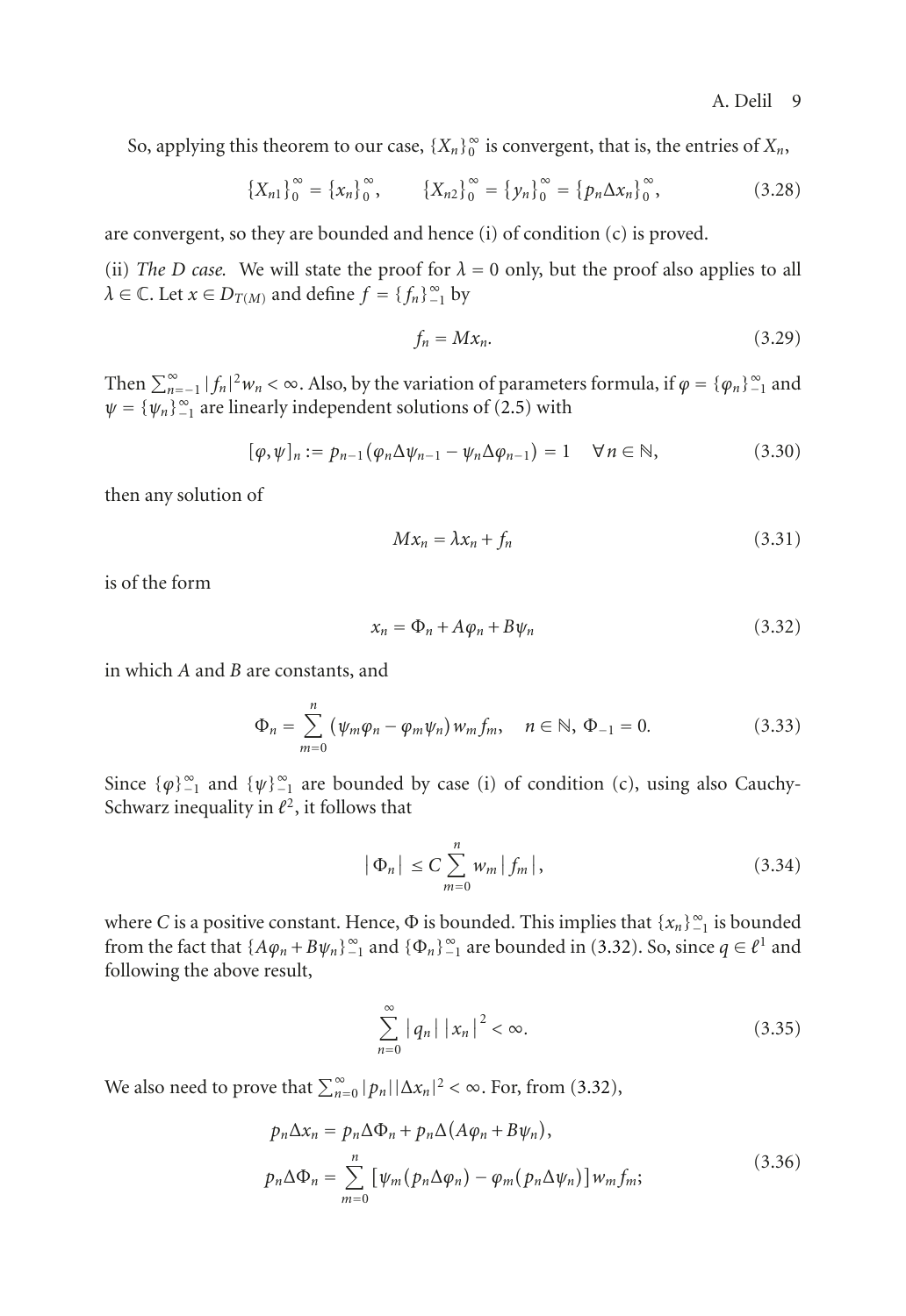So, applying this theorem to our case, $\{X_n\}_0^\infty$ is convergent, that is, the entries of $X_n$,

$$\{X_{n1}\}_0^\infty = \{x_n\}_0^\infty, \qquad \{X_{n2}\}_0^\infty = \{y_n\}_0^\infty = \{p_n \Delta x_n\}_0^\infty, \tag{3.28}$$

are convergent, so they are bounded and hence (i) of condition (c) is proved.

(ii) *The D case.* We will state the proof for $\lambda = 0$ only, but the proof also applies to all $\lambda \in \mathbb{C}$. Let $x \in D_{T(M)}$ and define $f = \{f_n\}_{-1}^\infty$ by

$$f_n = Mx_n. \tag{3.29}$$

Then $\sum_{n=-1}^\infty |f_n|^2 w_n < \infty$. Also, by the variation of parameters formula, if $\varphi = \{\varphi_n\}_{-1}^\infty$ and $\psi = \{\psi_n\}_{-1}^\infty$ are linearly independent solutions of (2.5) with

$$[\varphi, \psi]_n := p_{n-1}(\varphi_n \Delta \psi_{n-1} - \psi_n \Delta \varphi_{n-1}) = 1 \quad \forall n \in \mathbb{N}, \tag{3.30}$$

then any solution of

$$Mx_n = \lambda x_n + f_n \tag{3.31}$$

is of the form

$$x_n = \Phi_n + A\varphi_n + B\psi_n \tag{3.32}$$

in which $A$ and $B$ are constants, and

$$\Phi_n = \sum_{m=0}^{n} (\psi_m \varphi_n - \varphi_m \psi_n) w_m f_m, \quad n \in \mathbb{N},\ \Phi_{-1} = 0. \tag{3.33}$$

Since $\{\varphi\}_{-1}^\infty$ and $\{\psi\}_{-1}^\infty$ are bounded by case (i) of condition (c), using also Cauchy-Schwarz inequality in $\ell^2$, it follows that

$$|\Phi_n| \leq C \sum_{m=0}^{n} w_m |f_m|, \tag{3.34}$$

where $C$ is a positive constant. Hence, $\Phi$ is bounded. This implies that $\{x_n\}_{-1}^\infty$ is bounded from the fact that $\{A\varphi_n + B\psi_n\}_{-1}^\infty$ and $\{\Phi_n\}_{-1}^\infty$ are bounded in (3.32). So, since $q \in \ell^1$ and following the above result,

$$\sum_{n=0}^{\infty} |q_n| |x_n|^2 < \infty. \tag{3.35}$$

We also need to prove that $\sum_{n=0}^\infty |p_n||\Delta x_n|^2 < \infty$. For, from (3.32),

$$\begin{aligned} p_n \Delta x_n &= p_n \Delta \Phi_n + p_n \Delta(A\varphi_n + B\psi_n), \\ p_n \Delta \Phi_n &= \sum_{m=0}^{n} [\psi_m (p_n \Delta \varphi_n) - \varphi_m (p_n \Delta \psi_n)] w_m f_m; \end{aligned} \tag{3.36}$$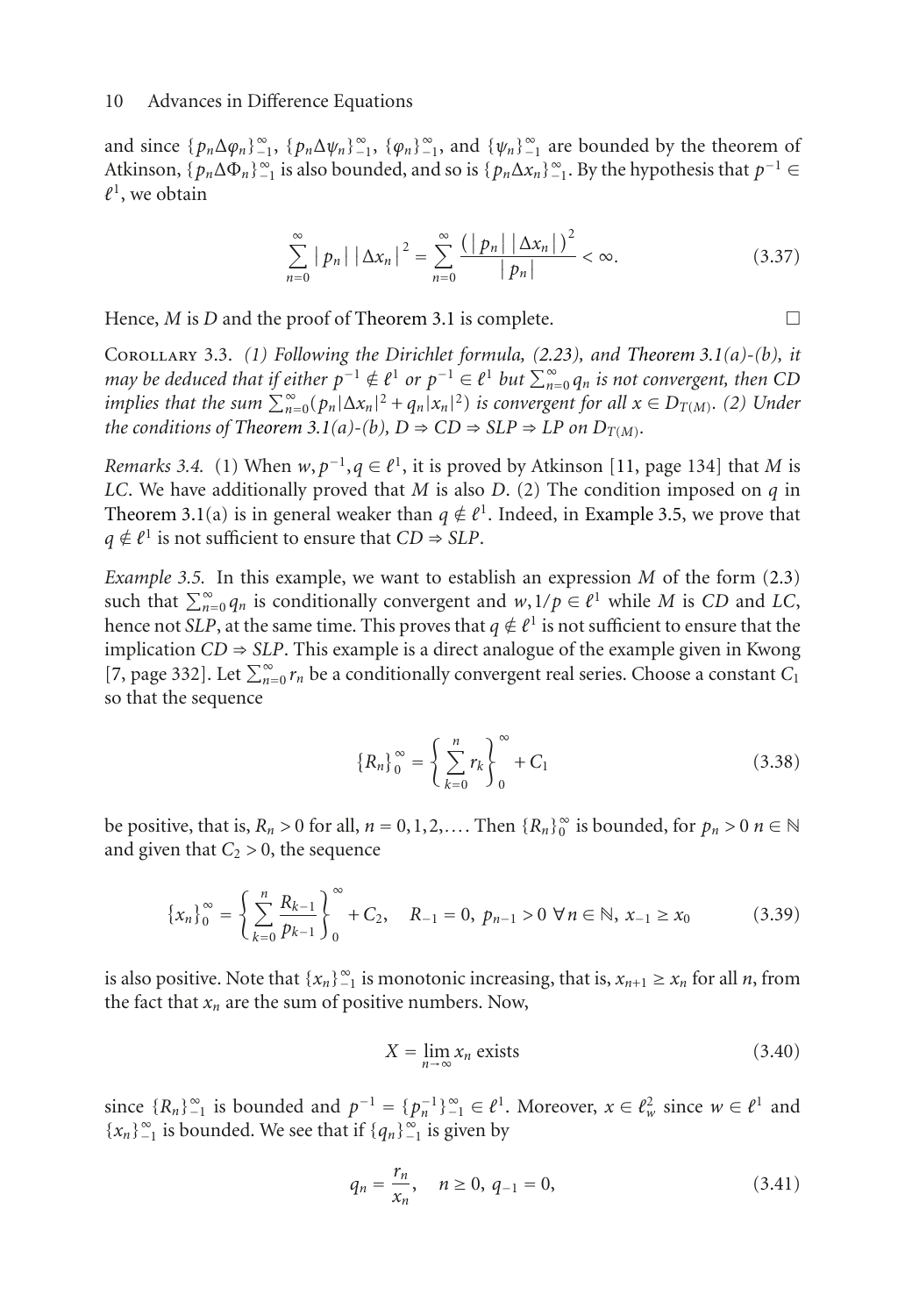and since $\{p_n\Delta\varphi_n\}_{-1}^{\infty}$, $\{p_n\Delta\psi_n\}_{-1}^{\infty}$, $\{\varphi_n\}_{-1}^{\infty}$, and $\{\psi_n\}_{-1}^{\infty}$ are bounded by the theorem of Atkinson, $\{p_n\Delta\Phi_n\}_{-1}^{\infty}$ is also bounded, and so is $\{p_n\Delta x_n\}_{-1}^{\infty}$. By the hypothesis that $p^{-1} \in \ell^1$, we obtain

$$\sum_{n=0}^{\infty} |p_n| |\Delta x_n|^2 = \sum_{n=0}^{\infty} \frac{(|p_n| |\Delta x_n|)^2}{|p_n|} < \infty. \tag{3.37}$$

Hence, $M$ is $D$ and the proof of Theorem 3.1 is complete. □

Corollary 3.3. *(1) Following the Dirichlet formula, (2.23), and Theorem 3.1(a)-(b), it may be deduced that if either $p^{-1} \notin \ell^1$ or $p^{-1} \in \ell^1$ but $\sum_{n=0}^{\infty} q_n$ is not convergent, then CD implies that the sum $\sum_{n=0}^{\infty}(p_n|\Delta x_n|^2 + q_n|x_n|^2)$ is convergent for all $x \in D_{T(M)}$. (2) Under the conditions of Theorem 3.1(a)-(b), $D \Rightarrow CD \Rightarrow SLP \Rightarrow LP$ on $D_{T(M)}$.*

*Remarks 3.4.* (1) When $w, p^{-1}, q \in \ell^1$, it is proved by Atkinson [11, page 134] that $M$ is *LC*. We have additionally proved that $M$ is also $D$. (2) The condition imposed on $q$ in Theorem 3.1(a) is in general weaker than $q \notin \ell^1$. Indeed, in Example 3.5, we prove that $q \notin \ell^1$ is not sufficient to ensure that $CD \Rightarrow SLP$.

*Example 3.5.* In this example, we want to establish an expression $M$ of the form (2.3) such that $\sum_{n=0}^{\infty} q_n$ is conditionally convergent and $w, 1/p \in \ell^1$ while $M$ is *CD* and *LC*, hence not *SLP*, at the same time. This proves that $q \notin \ell^1$ is not sufficient to ensure that the implication $CD \Rightarrow SLP$. This example is a direct analogue of the example given in Kwong [7, page 332]. Let $\sum_{n=0}^{\infty} r_n$ be a conditionally convergent real series. Choose a constant $C_1$ so that the sequence

$$\{R_n\}_0^{\infty} = \left\{\sum_{k=0}^{n} r_k\right\}_0^{\infty} + C_1 \tag{3.38}$$

be positive, that is, $R_n > 0$ for all, $n = 0, 1, 2, \ldots$. Then $\{R_n\}_0^{\infty}$ is bounded, for $p_n > 0$ $n \in \mathbb{N}$ and given that $C_2 > 0$, the sequence

$$\{x_n\}_0^{\infty} = \left\{\sum_{k=0}^{n} \frac{R_{k-1}}{p_{k-1}}\right\}_0^{\infty} + C_2, \quad R_{-1} = 0,\ p_{n-1} > 0\ \forall n \in \mathbb{N},\ x_{-1} \geq x_0 \tag{3.39}$$

is also positive. Note that $\{x_n\}_{-1}^{\infty}$ is monotonic increasing, that is, $x_{n+1} \geq x_n$ for all $n$, from the fact that $x_n$ are the sum of positive numbers. Now,

$$X = \lim_{n\to\infty} x_n \text{ exists} \tag{3.40}$$

since $\{R_n\}_{-1}^{\infty}$ is bounded and $p^{-1} = \{p_n^{-1}\}_{-1}^{\infty} \in \ell^1$. Moreover, $x \in \ell_w^2$ since $w \in \ell^1$ and $\{x_n\}_{-1}^{\infty}$ is bounded. We see that if $\{q_n\}_{-1}^{\infty}$ is given by

$$q_n = \frac{r_n}{x_n}, \quad n \geq 0,\ q_{-1} = 0, \tag{3.41}$$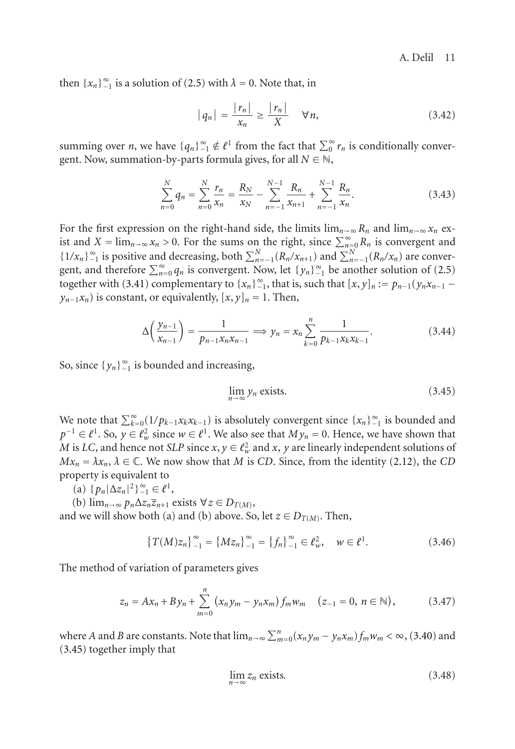then $\{x_n\}_{-1}^{\infty}$ is a solution of (2.5) with $\lambda = 0$. Note that, in

$$|q_n| = \frac{|r_n|}{x_n} \geq \frac{|r_n|}{X} \quad \forall n, \tag{3.42}$$

summing over $n$, we have $\{q_n\}_{-1}^{\infty} \notin \ell^1$ from the fact that $\sum_0^{\infty} r_n$ is conditionally convergent. Now, summation-by-parts formula gives, for all $N \in \mathbb{N}$,

$$\sum_{n=0}^{N} q_n = \sum_{n=0}^{N} \frac{r_n}{x_n} = \frac{R_N}{x_N} - \sum_{n=-1}^{N-1} \frac{R_n}{x_{n+1}} + \sum_{n=-1}^{N-1} \frac{R_n}{x_n}. \tag{3.43}$$

For the first expression on the right-hand side, the limits $\lim_{n\to\infty} R_n$ and $\lim_{n\to\infty} x_n$ exist and $X = \lim_{n\to\infty} x_n > 0$. For the sums on the right, since $\sum_{n=0}^{\infty} R_n$ is convergent and $\{1/x_n\}_{-1}^{\infty}$ is positive and decreasing, both $\sum_{n=-1}^{N}(R_n/x_{n+1})$ and $\sum_{n=-1}^{N}(R_n/x_n)$ are convergent, and therefore $\sum_{n=0}^{\infty} q_n$ is convergent. Now, let $\{y_n\}_{-1}^{\infty}$ be another solution of (2.5) together with (3.41) complementary to $\{x_n\}_{-1}^{\infty}$, that is, such that $[x,y]_n := p_{n-1}(y_n x_{n-1} - y_{n-1}x_n)$ is constant, or equivalently, $[x,y]_n = 1$. Then,

$$\Delta\left(\frac{y_{n-1}}{x_{n-1}}\right) = \frac{1}{p_{n-1}x_n x_{n-1}} \Longrightarrow y_n = x_n \sum_{k=0}^{n} \frac{1}{p_{k-1}x_k x_{k-1}}. \tag{3.44}$$

So, since $\{y_n\}_{-1}^{\infty}$ is bounded and increasing,

$$\lim_{n\to\infty} y_n \text{ exists.} \tag{3.45}$$

We note that $\sum_{k=0}^{\infty}(1/p_{k-1}x_k x_{k-1})$ is absolutely convergent since $\{x_n\}_{-1}^{\infty}$ is bounded and $p^{-1} \in \ell^1$. So, $y \in \ell_w^2$ since $w \in \ell^1$. We also see that $My_n = 0$. Hence, we have shown that $M$ is *LC*, and hence not *SLP* since $x, y \in \ell_w^2$ and $x$, $y$ are linearly independent solutions of $Mx_n = \lambda x_n$, $\lambda \in \mathbb{C}$. We now show that $M$ is *CD*. Since, from the identity (2.12), the *CD* property is equivalent to

(a) $\{p_n|\Delta z_n|^2\}_{-1}^{\infty} \in \ell^1$,

(b) $\lim_{n\to\infty} p_n \Delta z_n \overline{z}_{n+1}$ exists $\forall z \in D_{T(M)}$,

and we will show both (a) and (b) above. So, let $z \in D_{T(M)}$. Then,

$$\{T(M)z_n\}_{-1}^{\infty} = \{Mz_n\}_{-1}^{\infty} = \{f_n\}_{-1}^{\infty} \in \ell_w^2, \quad w \in \ell^1. \tag{3.46}$$

The method of variation of parameters gives

$$z_n = Ax_n + By_n + \sum_{m=0}^{n} (x_n y_m - y_n x_m) f_m w_m \quad (z_{-1} = 0,\ n \in \mathbb{N}), \tag{3.47}$$

where $A$ and $B$ are constants. Note that $\lim_{n\to\infty} \sum_{m=0}^{n}(x_n y_m - y_n x_m) f_m w_m < \infty$, (3.40) and (3.45) together imply that

$$\lim_{n\to\infty} z_n \text{ exists.} \tag{3.48}$$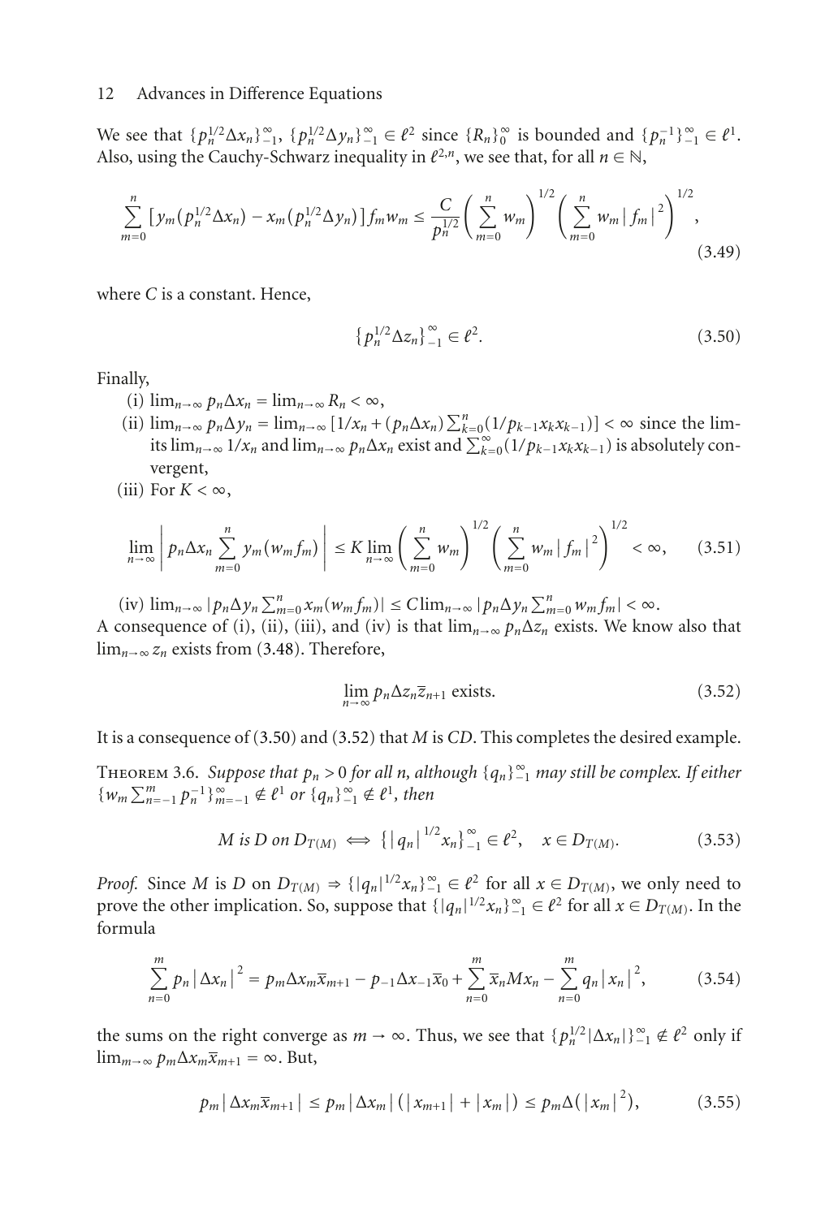We see that $\{p_n^{1/2}\Delta x_n\}_{-1}^{\infty}$, $\{p_n^{1/2}\Delta y_n\}_{-1}^{\infty} \in \ell^2$ since $\{R_n\}_0^{\infty}$ is bounded and $\{p_n^{-1}\}_{-1}^{\infty} \in \ell^1$. Also, using the Cauchy-Schwarz inequality in $\ell^{2,n}$, we see that, for all $n \in \mathbb{N}$,

$$\sum_{m=0}^{n} \left[ y_m\left(p_n^{1/2}\Delta x_n\right) - x_m\left(p_n^{1/2}\Delta y_n\right)\right] f_m w_m \le \frac{C}{p_n^{1/2}} \left( \sum_{m=0}^{n} w_m \right)^{1/2} \left( \sum_{m=0}^{n} w_m \left| f_m \right|^2 \right)^{1/2}, \tag{3.49}$$

where $C$ is a constant. Hence,

$$\left\{p_n^{1/2}\Delta z_n\right\}_{-1}^{\infty} \in \ell^2. \tag{3.50}$$

Finally,

(i) $\lim_{n\to\infty} p_n \Delta x_n = \lim_{n\to\infty} R_n < \infty$,

(ii) $\lim_{n\to\infty} p_n \Delta y_n = \lim_{n\to\infty} [1/x_n + (p_n\Delta x_n)\sum_{k=0}^{n}(1/p_{k-1}x_k x_{k-1})] < \infty$ since the limits $\lim_{n\to\infty} 1/x_n$ and $\lim_{n\to\infty} p_n\Delta x_n$ exist and $\sum_{k=0}^{\infty}(1/p_{k-1}x_k x_{k-1})$ is absolutely convergent,

(iii) For $K < \infty$,

$$\lim_{n\to\infty} \left| p_n \Delta x_n \sum_{m=0}^{n} y_m (w_m f_m) \right| \le K \lim_{n\to\infty} \left( \sum_{m=0}^{n} w_m \right)^{1/2} \left( \sum_{m=0}^{n} w_m \left| f_m \right|^2 \right)^{1/2} < \infty, \tag{3.51}$$

(iv) $\lim_{n\to\infty} |p_n \Delta y_n \sum_{m=0}^{n} x_m (w_m f_m)| \le C \lim_{n\to\infty} |p_n \Delta y_n \sum_{m=0}^{n} w_m f_m| < \infty$.

A consequence of (i), (ii), (iii), and (iv) is that $\lim_{n\to\infty} p_n\Delta z_n$ exists. We know also that $\lim_{n\to\infty} z_n$ exists from (3.48). Therefore,

$$\lim_{n\to\infty} p_n \Delta z_n \overline{z}_{n+1} \text{ exists.} \tag{3.52}$$

It is a consequence of (3.50) and (3.52) that $M$ is $CD$. This completes the desired example.

Theorem 3.6. *Suppose that $p_n > 0$ for all $n$, although $\{q_n\}_{-1}^{\infty}$ may still be complex. If either $\{w_m \sum_{n=-1}^{m} p_n^{-1}\}_{m=-1}^{\infty} \notin \ell^1$ or $\{q_n\}_{-1}^{\infty} \notin \ell^1$, then*

$$M \text{ is } D \text{ on } D_{T(M)} \iff \left\{ \left| q_n \right|^{1/2} x_n \right\}_{-1}^{\infty} \in \ell^2, \quad x \in D_{T(M)}. \tag{3.53}$$

*Proof.* Since $M$ is $D$ on $D_{T(M)} \Rightarrow \{|q_n|^{1/2}x_n\}_{-1}^{\infty} \in \ell^2$ for all $x \in D_{T(M)}$, we only need to prove the other implication. So, suppose that $\{|q_n|^{1/2}x_n\}_{-1}^{\infty} \in \ell^2$ for all $x \in D_{T(M)}$. In the formula

$$\sum_{n=0}^{m} p_n \left| \Delta x_n \right|^2 = p_m \Delta x_m \overline{x}_{m+1} - p_{-1}\Delta x_{-1}\overline{x}_0 + \sum_{n=0}^{m} \overline{x}_n M x_n - \sum_{n=0}^{m} q_n \left| x_n \right|^2, \tag{3.54}$$

the sums on the right converge as $m \to \infty$. Thus, we see that $\{p_n^{1/2}|\Delta x_n|\}_{-1}^{\infty} \notin \ell^2$ only if $\lim_{m\to\infty} p_m \Delta x_m \overline{x}_{m+1} = \infty$. But,

$$p_m \left| \Delta x_m \overline{x}_{m+1} \right| \le p_m \left| \Delta x_m \right| \left( \left| x_{m+1} \right| + \left| x_m \right| \right) \le p_m \Delta\left( \left| x_m \right|^2 \right), \tag{3.55}$$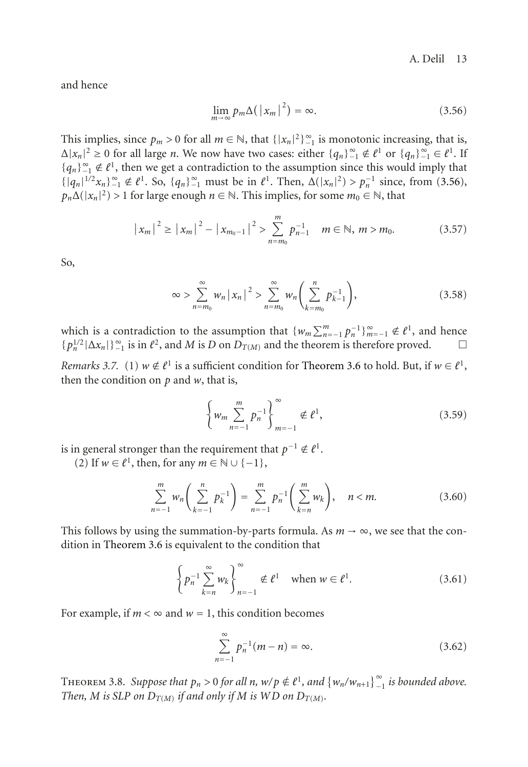and hence

$$\lim_{m\to\infty} p_m \Delta(|x_m|^2) = \infty. \tag{3.56}$$

This implies, since $p_m > 0$ for all $m \in \mathbb{N}$, that $\{|x_n|^2\}_{-1}^{\infty}$ is monotonic increasing, that is, $\Delta|x_n|^2 \geq 0$ for all large $n$. We now have two cases: either $\{q_n\}_{-1}^{\infty} \notin \ell^1$ or $\{q_n\}_{-1}^{\infty} \in \ell^1$. If $\{q_n\}_{-1}^{\infty} \notin \ell^1$, then we get a contradiction to the assumption since this would imply that $\{|q_n|^{1/2}x_n\}_{-1}^{\infty} \notin \ell^1$. So, $\{q_n\}_{-1}^{\infty}$ must be in $\ell^1$. Then, $\Delta(|x_n|^2) > p_n^{-1}$ since, from (3.56), $p_n\Delta(|x_n|^2) > 1$ for large enough $n \in \mathbb{N}$. This implies, for some $m_0 \in \mathbb{N}$, that

$$|x_m|^2 \geq |x_m|^2 - |x_{m_0-1}|^2 > \sum_{n=m_0}^{m} p_{n-1}^{-1} \quad m \in \mathbb{N},\ m > m_0. \tag{3.57}$$

So,

$$\infty > \sum_{n=m_0}^{\infty} w_n |x_n|^2 > \sum_{n=m_0}^{\infty} w_n \left( \sum_{k=m_0}^{n} p_{k-1}^{-1} \right), \tag{3.58}$$

which is a contradiction to the assumption that $\{w_m \sum_{n=-1}^{m} p_n^{-1}\}_{m=-1}^{\infty} \notin \ell^1$, and hence $\{p_n^{1/2}|\Delta x_n|\}_{-1}^{\infty}$ is in $\ell^2$, and $M$ is $D$ on $D_{T(M)}$ and the theorem is therefore proved. □

*Remarks 3.7.* (1) $w \notin \ell^1$ is a sufficient condition for Theorem 3.6 to hold. But, if $w \in \ell^1$, then the condition on $p$ and $w$, that is,

$$\left\{ w_m \sum_{n=-1}^{m} p_n^{-1} \right\}_{m=-1}^{\infty} \notin \ell^1, \tag{3.59}$$

is in general stronger than the requirement that $p^{-1} \notin \ell^1$.

(2) If $w \in \ell^1$, then, for any $m \in \mathbb{N} \cup \{-1\}$,

$$\sum_{n=-1}^{m} w_n \left( \sum_{k=-1}^{n} p_k^{-1} \right) = \sum_{n=-1}^{m} p_n^{-1} \left( \sum_{k=n}^{m} w_k \right), \quad n < m. \tag{3.60}$$

This follows by using the summation-by-parts formula. As $m \to \infty$, we see that the condition in Theorem 3.6 is equivalent to the condition that

$$\left\{ p_n^{-1} \sum_{k=n}^{\infty} w_k \right\}_{n=-1}^{\infty} \notin \ell^1 \quad \text{when } w \in \ell^1. \tag{3.61}$$

For example, if $m < \infty$ and $w = 1$, this condition becomes

$$\sum_{n=-1}^{\infty} p_n^{-1}(m-n) = \infty. \tag{3.62}$$

Theorem 3.8. *Suppose that $p_n > 0$ for all $n$, $w/p \notin \ell^1$, and $\{w_n/w_{n+1}\}_{-1}^{\infty}$ is bounded above. Then, $M$ is SLP on $D_{T(M)}$ if and only if $M$ is WD on $D_{T(M)}$.*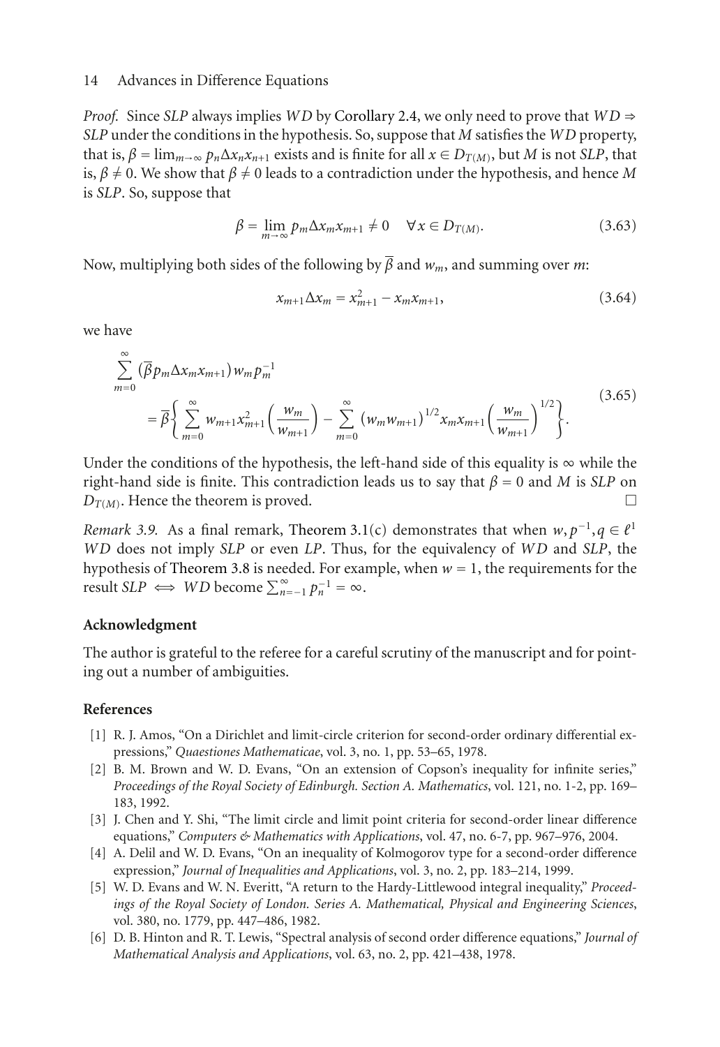*Proof.* Since *SLP* always implies *WD* by Corollary 2.4, we only need to prove that $WD \Rightarrow SLP$ under the conditions in the hypothesis. So, suppose that $M$ satisfies the *WD* property, that is, $\beta = \lim_{m\to\infty} p_n \Delta x_n x_{n+1}$ exists and is finite for all $x \in D_{T(M)}$, but $M$ is not *SLP*, that is, $\beta \neq 0$. We show that $\beta \neq 0$ leads to a contradiction under the hypothesis, and hence $M$ is *SLP*. So, suppose that

$$\beta = \lim_{m\to\infty} p_m \Delta x_m x_{m+1} \neq 0 \quad \forall x \in D_{T(M)}. \tag{3.63}$$

Now, multiplying both sides of the following by $\overline{\beta}$ and $w_m$, and summing over $m$:

$$x_{m+1}\Delta x_m = x_{m+1}^2 - x_m x_{m+1}, \tag{3.64}$$

we have

$$\begin{aligned}
&\sum_{m=0}^{\infty} \left(\overline{\beta} p_m \Delta x_m x_{m+1}\right) w_m p_m^{-1} \\
&\quad = \overline{\beta}\left\{ \sum_{m=0}^{\infty} w_{m+1} x_{m+1}^2 \left(\frac{w_m}{w_{m+1}}\right) - \sum_{m=0}^{\infty} \left(w_m w_{m+1}\right)^{1/2} x_m x_{m+1} \left(\frac{w_m}{w_{m+1}}\right)^{1/2} \right\}.
\end{aligned} \tag{3.65}$$

Under the conditions of the hypothesis, the left-hand side of this equality is $\infty$ while the right-hand side is finite. This contradiction leads us to say that $\beta = 0$ and $M$ is *SLP* on $D_{T(M)}$. Hence the theorem is proved. □

*Remark 3.9.* As a final remark, Theorem 3.1(c) demonstrates that when $w, p^{-1}, q \in \ell^1$ *WD* does not imply *SLP* or even *LP*. Thus, for the equivalency of *WD* and *SLP*, the hypothesis of Theorem 3.8 is needed. For example, when $w = 1$, the requirements for the result $SLP \iff WD$ become $\sum_{n=-1}^{\infty} p_n^{-1} = \infty$.

## Acknowledgment

The author is grateful to the referee for a careful scrutiny of the manuscript and for pointing out a number of ambiguities.

## References

[1] R. J. Amos, "On a Dirichlet and limit-circle criterion for second-order ordinary differential expressions," *Quaestiones Mathematicae*, vol. 3, no. 1, pp. 53–65, 1978.

[2] B. M. Brown and W. D. Evans, "On an extension of Copson's inequality for infinite series," *Proceedings of the Royal Society of Edinburgh. Section A. Mathematics*, vol. 121, no. 1-2, pp. 169–183, 1992.

[3] J. Chen and Y. Shi, "The limit circle and limit point criteria for second-order linear difference equations," *Computers & Mathematics with Applications*, vol. 47, no. 6-7, pp. 967–976, 2004.

[4] A. Delil and W. D. Evans, "On an inequality of Kolmogorov type for a second-order difference expression," *Journal of Inequalities and Applications*, vol. 3, no. 2, pp. 183–214, 1999.

[5] W. D. Evans and W. N. Everitt, "A return to the Hardy-Littlewood integral inequality," *Proceedings of the Royal Society of London. Series A. Mathematical, Physical and Engineering Sciences*, vol. 380, no. 1779, pp. 447–486, 1982.

[6] D. B. Hinton and R. T. Lewis, "Spectral analysis of second order difference equations," *Journal of Mathematical Analysis and Applications*, vol. 63, no. 2, pp. 421–438, 1978.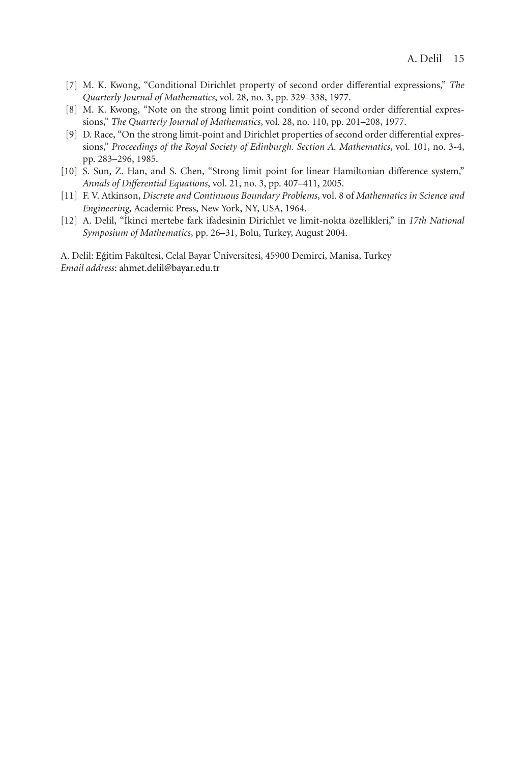[7] M. K. Kwong, “Conditional Dirichlet property of second order differential expressions,” *The Quarterly Journal of Mathematics*, vol. 28, no. 3, pp. 329–338, 1977.

[8] M. K. Kwong, “Note on the strong limit point condition of second order differential expressions,” *The Quarterly Journal of Mathematics*, vol. 28, no. 110, pp. 201–208, 1977.

[9] D. Race, “On the strong limit-point and Dirichlet properties of second order differential expressions,” *Proceedings of the Royal Society of Edinburgh. Section A. Mathematics*, vol. 101, no. 3-4, pp. 283–296, 1985.

[10] S. Sun, Z. Han, and S. Chen, “Strong limit point for linear Hamiltonian difference system,” *Annals of Differential Equations*, vol. 21, no. 3, pp. 407–411, 2005.

[11] F. V. Atkinson, *Discrete and Continuous Boundary Problems*, vol. 8 of *Mathematics in Science and Engineering*, Academic Press, New York, NY, USA, 1964.

[12] A. Delil, “İkinci mertebe fark ifadesinin Dirichlet ve limit-nokta özellikleri,” in *17th National Symposium of Mathematics*, pp. 26–31, Bolu, Turkey, August 2004.

A. Delil: Eğitim Fakültesi, Celal Bayar Üniversitesi, 45900 Demirci, Manisa, Turkey
*Email address*: ahmet.delil@bayar.edu.tr